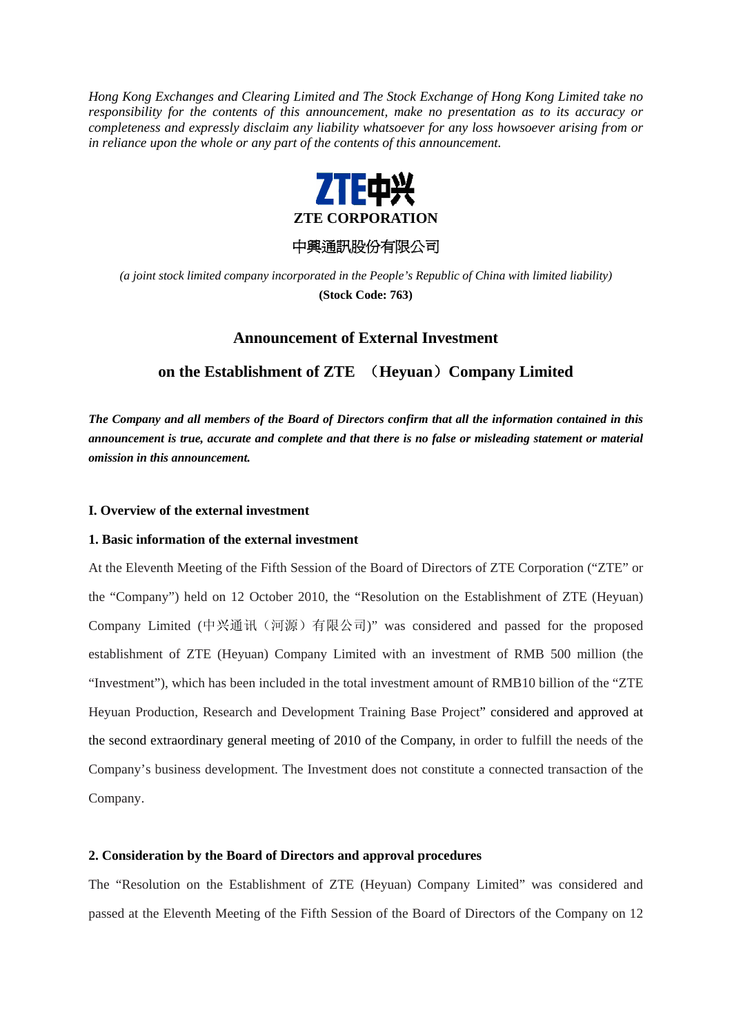*Hong Kong Exchanges and Clearing Limited and The Stock Exchange of Hong Kong Limited take no responsibility for the contents of this announcement, make no presentation as to its accuracy or completeness and expressly disclaim any liability whatsoever for any loss howsoever arising from or in reliance upon the whole or any part of the contents of this announcement.*

**ZTE CORPORATION**

中興通訊股份有限公司

*(a joint stock limited company incorporated in the People's Republic of China with limited liability)*

**(Stock Code: 763)**

## Announcement of External Investment

## on the Establishment of ZTE （Heyuan）Company Limited

***The Company and all members of the Board of Directors confirm that all the information contained in this announcement is true, accurate and complete and that there is no false or misleading statement or material omission in this announcement.***

**I. Overview of the external investment**

**1. Basic information of the external investment**

At the Eleventh Meeting of the Fifth Session of the Board of Directors of ZTE Corporation ("ZTE" or the "Company") held on 12 October 2010, the "Resolution on the Establishment of ZTE (Heyuan) Company Limited (中兴通讯（河源）有限公司)" was considered and passed for the proposed establishment of ZTE (Heyuan) Company Limited with an investment of RMB 500 million (the "Investment"), which has been included in the total investment amount of RMB10 billion of the "ZTE Heyuan Production, Research and Development Training Base Project" considered and approved at the second extraordinary general meeting of 2010 of the Company, in order to fulfill the needs of the Company's business development. The Investment does not constitute a connected transaction of the Company.

**2. Consideration by the Board of Directors and approval procedures**

The "Resolution on the Establishment of ZTE (Heyuan) Company Limited" was considered and passed at the Eleventh Meeting of the Fifth Session of the Board of Directors of the Company on 12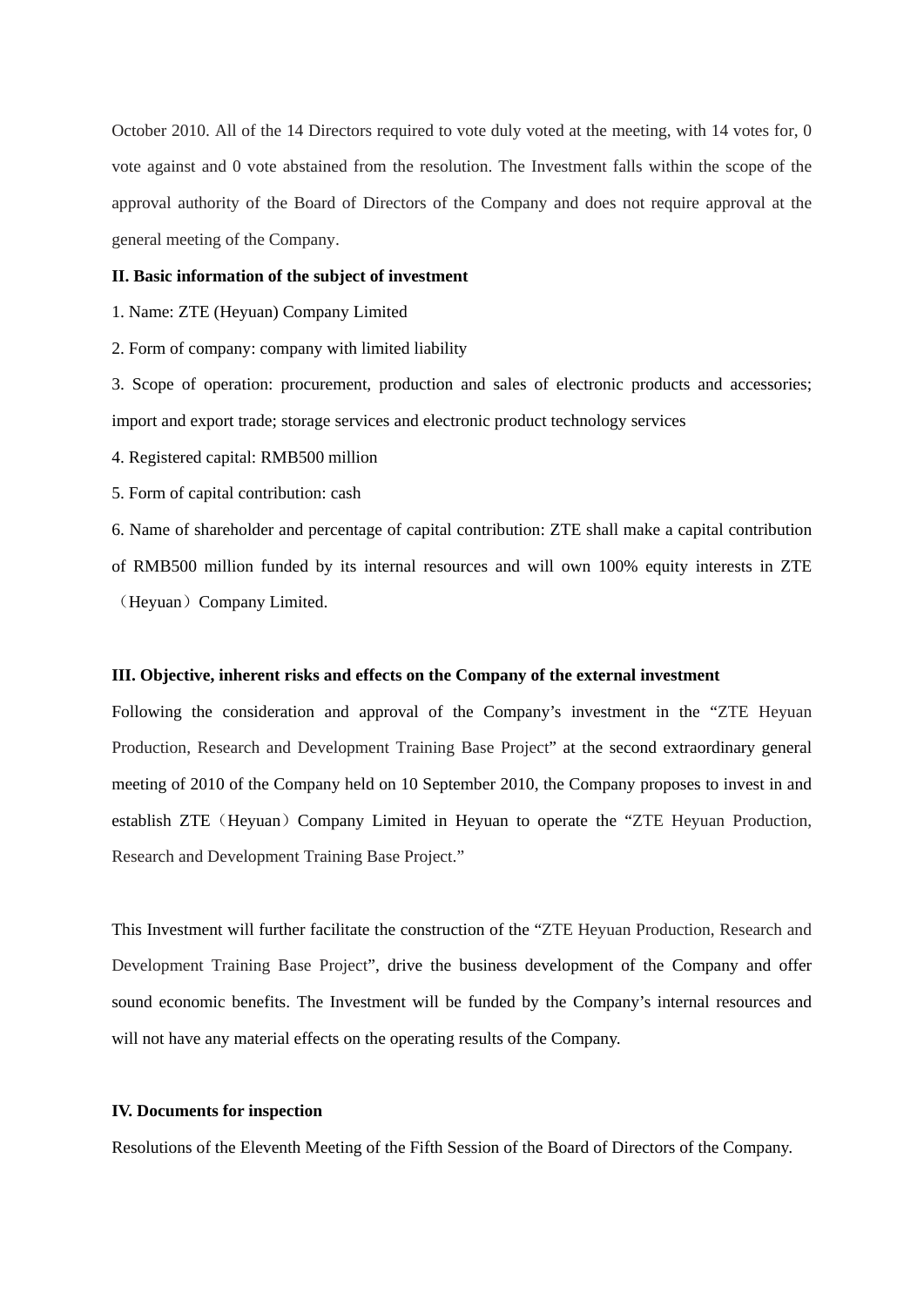October 2010. All of the 14 Directors required to vote duly voted at the meeting, with 14 votes for, 0 vote against and 0 vote abstained from the resolution. The Investment falls within the scope of the approval authority of the Board of Directors of the Company and does not require approval at the general meeting of the Company.

**II. Basic information of the subject of investment**

1. Name: ZTE (Heyuan) Company Limited
2. Form of company: company with limited liability
3. Scope of operation: procurement, production and sales of electronic products and accessories; import and export trade; storage services and electronic product technology services
4. Registered capital: RMB500 million
5. Form of capital contribution: cash
6. Name of shareholder and percentage of capital contribution: ZTE shall make a capital contribution of RMB500 million funded by its internal resources and will own 100% equity interests in ZTE（Heyuan）Company Limited.

**III. Objective, inherent risks and effects on the Company of the external investment**

Following the consideration and approval of the Company's investment in the "ZTE Heyuan Production, Research and Development Training Base Project" at the second extraordinary general meeting of 2010 of the Company held on 10 September 2010, the Company proposes to invest in and establish ZTE（Heyuan）Company Limited in Heyuan to operate the "ZTE Heyuan Production, Research and Development Training Base Project."

This Investment will further facilitate the construction of the "ZTE Heyuan Production, Research and Development Training Base Project", drive the business development of the Company and offer sound economic benefits. The Investment will be funded by the Company's internal resources and will not have any material effects on the operating results of the Company.

**IV. Documents for inspection**

Resolutions of the Eleventh Meeting of the Fifth Session of the Board of Directors of the Company.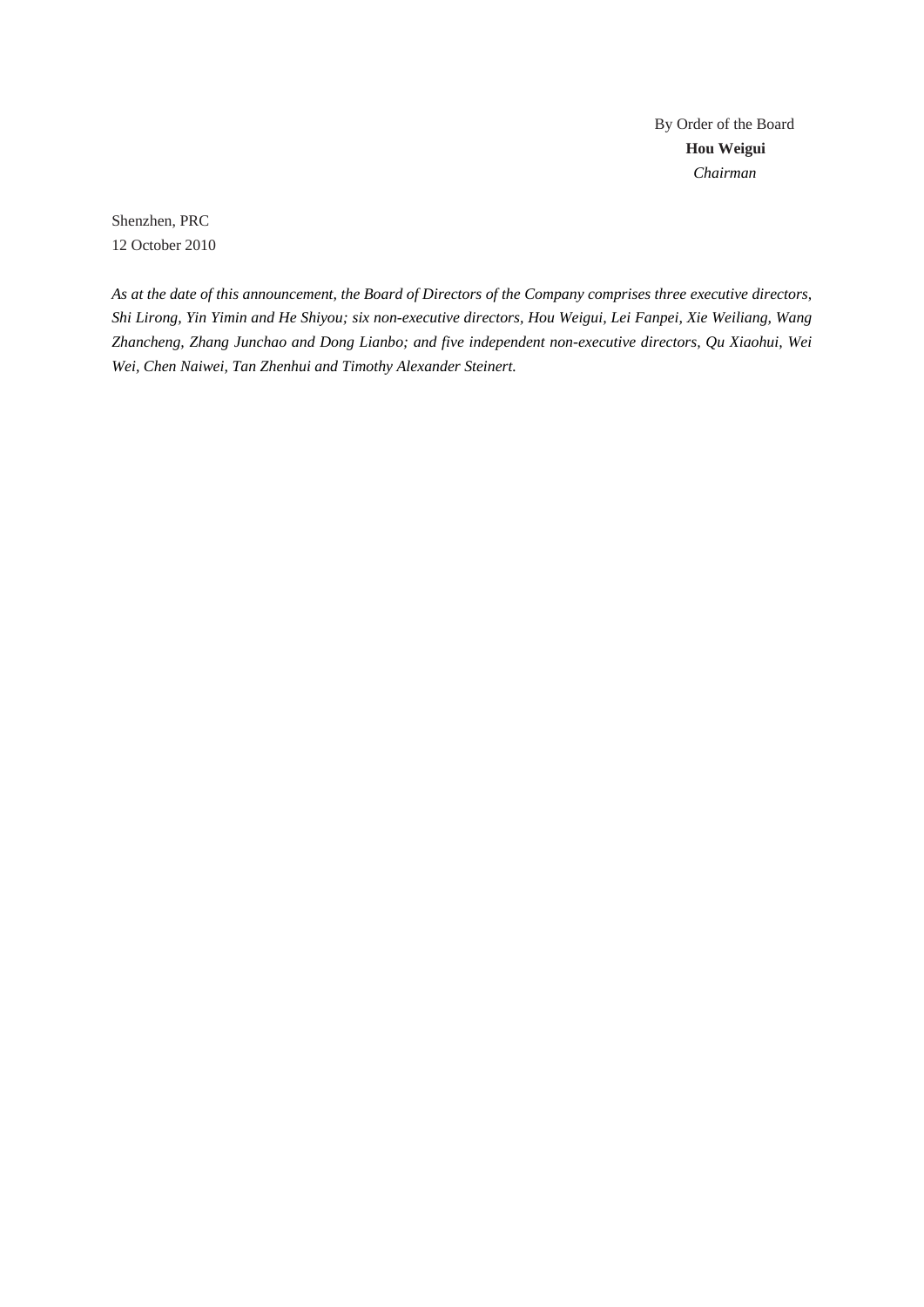By Order of the Board
**Hou Weigui**
*Chairman*

Shenzhen, PRC
12 October 2010

*As at the date of this announcement, the Board of Directors of the Company comprises three executive directors, Shi Lirong, Yin Yimin and He Shiyou; six non-executive directors, Hou Weigui, Lei Fanpei, Xie Weiliang, Wang Zhancheng, Zhang Junchao and Dong Lianbo; and five independent non-executive directors, Qu Xiaohui, Wei Wei, Chen Naiwei, Tan Zhenhui and Timothy Alexander Steinert.*